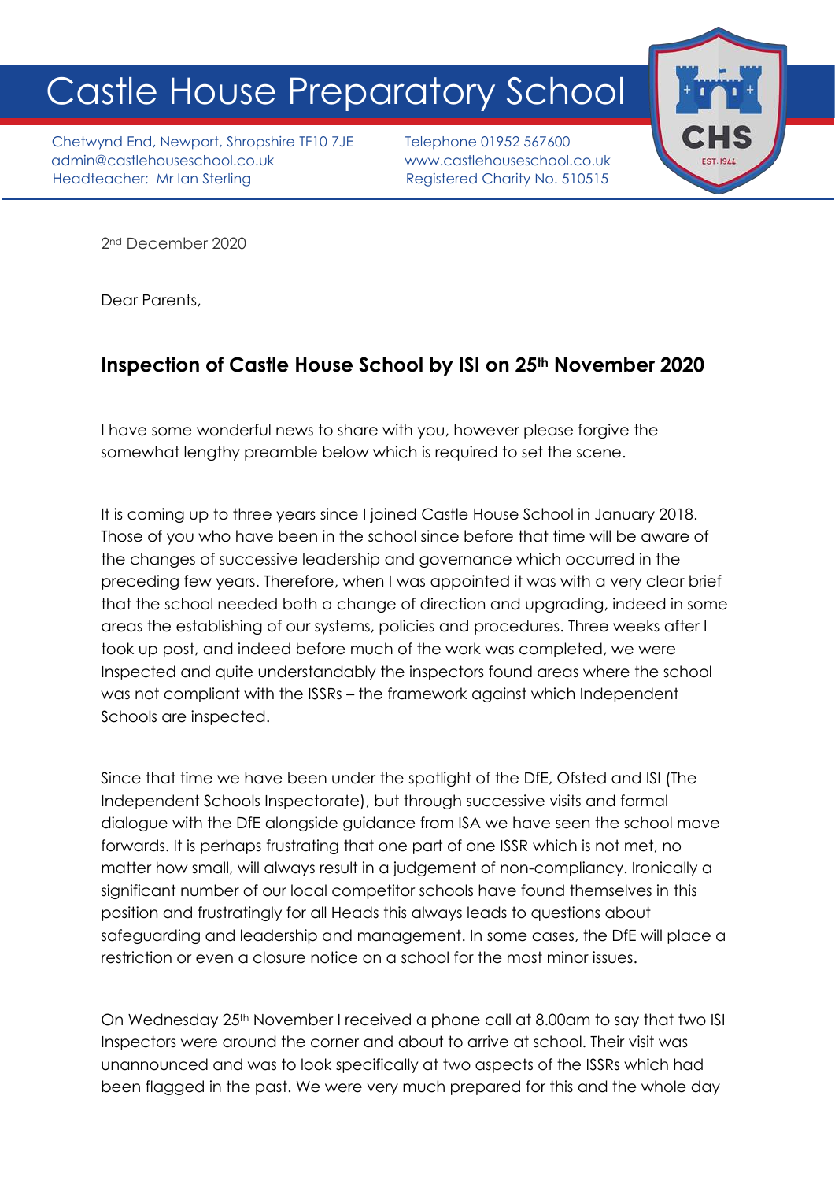# Castle House Preparatory School

Chetwynd End, Newport, Shropshire TF10 7JE
admin@castlehouseschool.co.uk
Headteacher: Mr Ian Sterling

Telephone 01952 567600
www.castlehouseschool.co.uk
Registered Charity No. 510515

2nd December 2020

Dear Parents,

## Inspection of Castle House School by ISI on 25th November 2020

I have some wonderful news to share with you, however please forgive the somewhat lengthy preamble below which is required to set the scene.

It is coming up to three years since I joined Castle House School in January 2018. Those of you who have been in the school since before that time will be aware of the changes of successive leadership and governance which occurred in the preceding few years. Therefore, when I was appointed it was with a very clear brief that the school needed both a change of direction and upgrading, indeed in some areas the establishing of our systems, policies and procedures. Three weeks after I took up post, and indeed before much of the work was completed, we were Inspected and quite understandably the inspectors found areas where the school was not compliant with the ISSRs – the framework against which Independent Schools are inspected.

Since that time we have been under the spotlight of the DfE, Ofsted and ISI (The Independent Schools Inspectorate), but through successive visits and formal dialogue with the DfE alongside guidance from ISA we have seen the school move forwards. It is perhaps frustrating that one part of one ISSR which is not met, no matter how small, will always result in a judgement of non-compliancy. Ironically a significant number of our local competitor schools have found themselves in this position and frustratingly for all Heads this always leads to questions about safeguarding and leadership and management. In some cases, the DfE will place a restriction or even a closure notice on a school for the most minor issues.

On Wednesday 25th November I received a phone call at 8.00am to say that two ISI Inspectors were around the corner and about to arrive at school. Their visit was unannounced and was to look specifically at two aspects of the ISSRs which had been flagged in the past. We were very much prepared for this and the whole day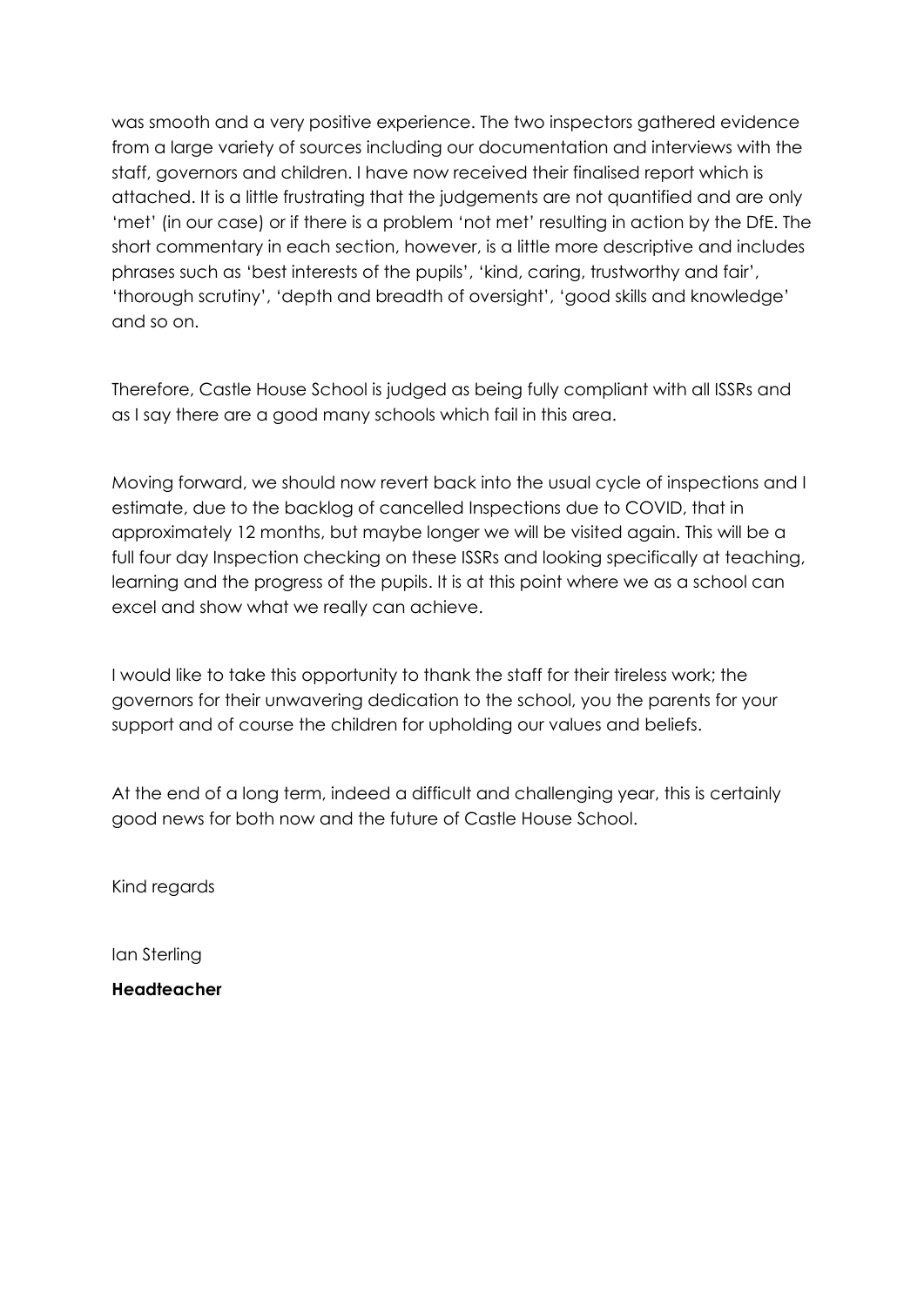was smooth and a very positive experience. The two inspectors gathered evidence from a large variety of sources including our documentation and interviews with the staff, governors and children. I have now received their finalised report which is attached. It is a little frustrating that the judgements are not quantified and are only 'met' (in our case) or if there is a problem 'not met' resulting in action by the DfE. The short commentary in each section, however, is a little more descriptive and includes phrases such as 'best interests of the pupils', 'kind, caring, trustworthy and fair', 'thorough scrutiny', 'depth and breadth of oversight', 'good skills and knowledge' and so on.

Therefore, Castle House School is judged as being fully compliant with all ISSRs and as I say there are a good many schools which fail in this area.

Moving forward, we should now revert back into the usual cycle of inspections and I estimate, due to the backlog of cancelled Inspections due to COVID, that in approximately 12 months, but maybe longer we will be visited again. This will be a full four day Inspection checking on these ISSRs and looking specifically at teaching, learning and the progress of the pupils. It is at this point where we as a school can excel and show what we really can achieve.

I would like to take this opportunity to thank the staff for their tireless work; the governors for their unwavering dedication to the school, you the parents for your support and of course the children for upholding our values and beliefs.

At the end of a long term, indeed a difficult and challenging year, this is certainly good news for both now and the future of Castle House School.

Kind regards

Ian Sterling

**Headteacher**